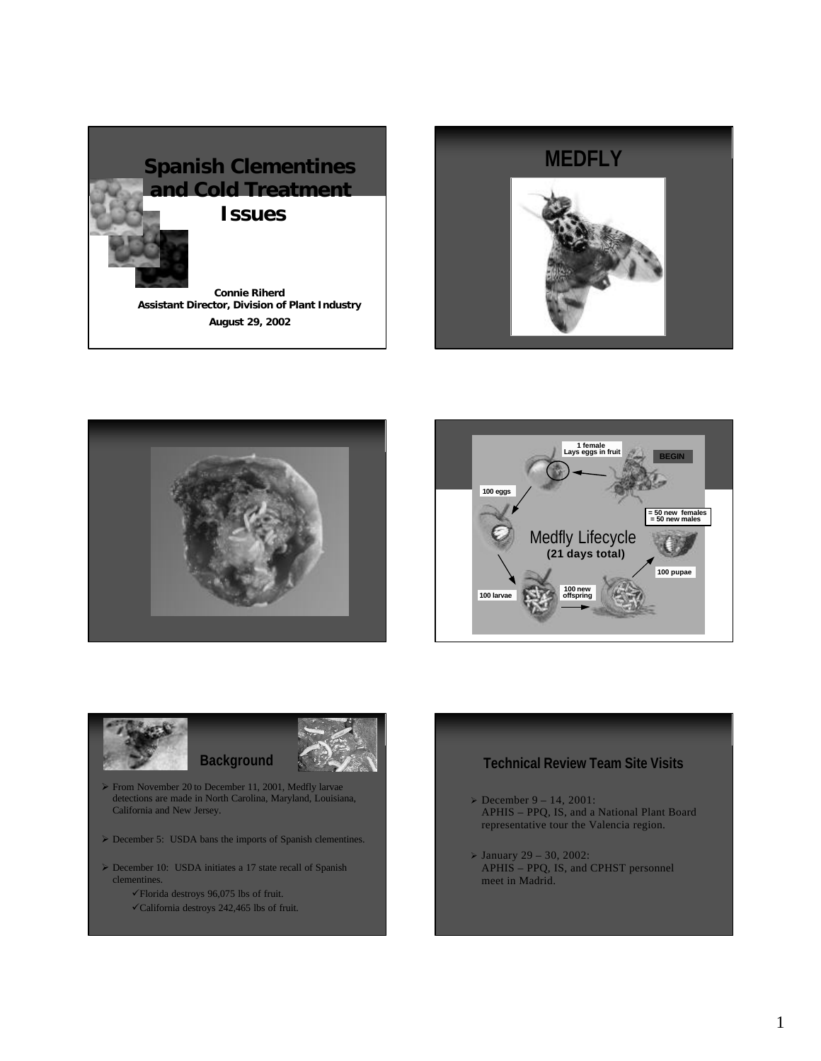# Spanish Clementines and Cold Treatment Issues

**Connie Riherd**
**Assistant Director, Division of Plant Industry**
**August 29, 2002**

# MEDFLY

1 female
Lays eggs in fruit

BEGIN

100 eggs

= 50 new females
= 50 new males

Medfly Lifecycle
**(21 days total)**

100 pupae

100 larvae

100 new offspring

## Background

- From November 20 to December 11, 2001, Medfly larvae detections are made in North Carolina, Maryland, Louisiana, California and New Jersey.
- December 5: USDA bans the imports of Spanish clementines.
- December 10: USDA initiates a 17 state recall of Spanish clementines.
  - ✓Florida destroys 96,075 lbs of fruit.
  - ✓California destroys 242,465 lbs of fruit.

## Technical Review Team Site Visits

- December 9 – 14, 2001:
  APHIS – PPQ, IS, and a National Plant Board representative tour the Valencia region.
- January 29 – 30, 2002:
  APHIS – PPQ, IS, and CPHST personnel meet in Madrid.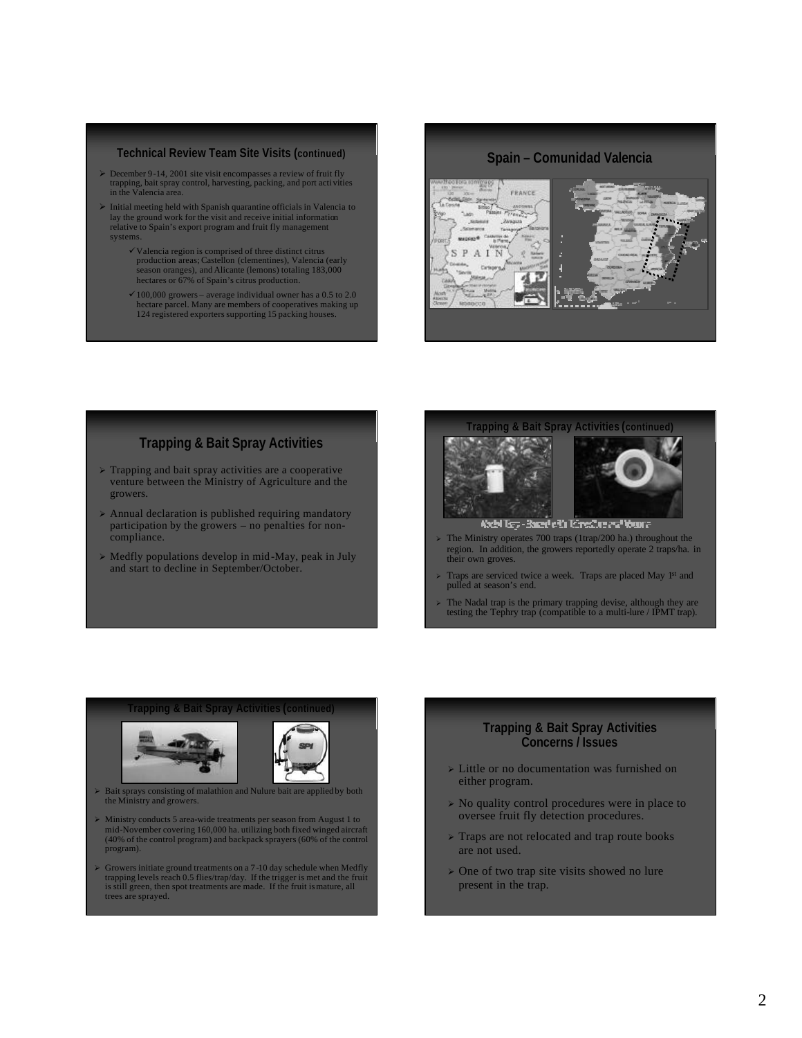## Technical Review Team Site Visits (continued)

- December 9-14, 2001 site visit encompasses a review of fruit fly trapping, bait spray control, harvesting, packing, and port activities in the Valencia area.
- Initial meeting held with Spanish quarantine officials in Valencia to lay the ground work for the visit and receive initial information relative to Spain's export program and fruit fly management systems.
  - ✓ Valencia region is comprised of three distinct citrus production areas; Castellon (clementines), Valencia (early season oranges), and Alicante (lemons) totaling 183,000 hectares or 67% of Spain's citrus production.
  - ✓ 100,000 growers – average individual owner has a 0.5 to 2.0 hectare parcel. Many are members of cooperatives making up 124 registered exporters supporting 15 packing houses.

## Spain – Comunidad Valencia

## Trapping & Bait Spray Activities

- Trapping and bait spray activities are a cooperative venture between the Ministry of Agriculture and the growers.
- Annual declaration is published requiring mandatory participation by the growers – no penalties for non-compliance.
- Medfly populations develop in mid-May, peak in July and start to decline in September/October.

## Trapping & Bait Spray Activities (continued)

Nadal Trap - Baited with Trimedlure and Vapona

- The Ministry operates 700 traps (1trap/200 ha.) throughout the region. In addition, the growers reportedly operate 2 traps/ha. in their own groves.
- Traps are serviced twice a week. Traps are placed May 1st and pulled at season's end.
- The Nadal trap is the primary trapping devise, although they are testing the Tephry trap (compatible to a multi-lure / IPMT trap).

## Trapping & Bait Spray Activities (continued)

- Bait sprays consisting of malathion and Nulure bait are applied by both the Ministry and growers.
- Ministry conducts 5 area-wide treatments per season from August 1 to mid-November covering 160,000 ha. utilizing both fixed winged aircraft (40% of the control program) and backpack sprayers (60% of the control program).
- Growers initiate ground treatments on a 7-10 day schedule when Medfly trapping levels reach 0.5 flies/trap/day. If the trigger is met and the fruit is still green, then spot treatments are made. If the fruit is mature, all trees are sprayed.

## Trapping & Bait Spray Activities Concerns / Issues

- Little or no documentation was furnished on either program.
- No quality control procedures were in place to oversee fruit fly detection procedures.
- Traps are not relocated and trap route books are not used.
- One of two trap site visits showed no lure present in the trap.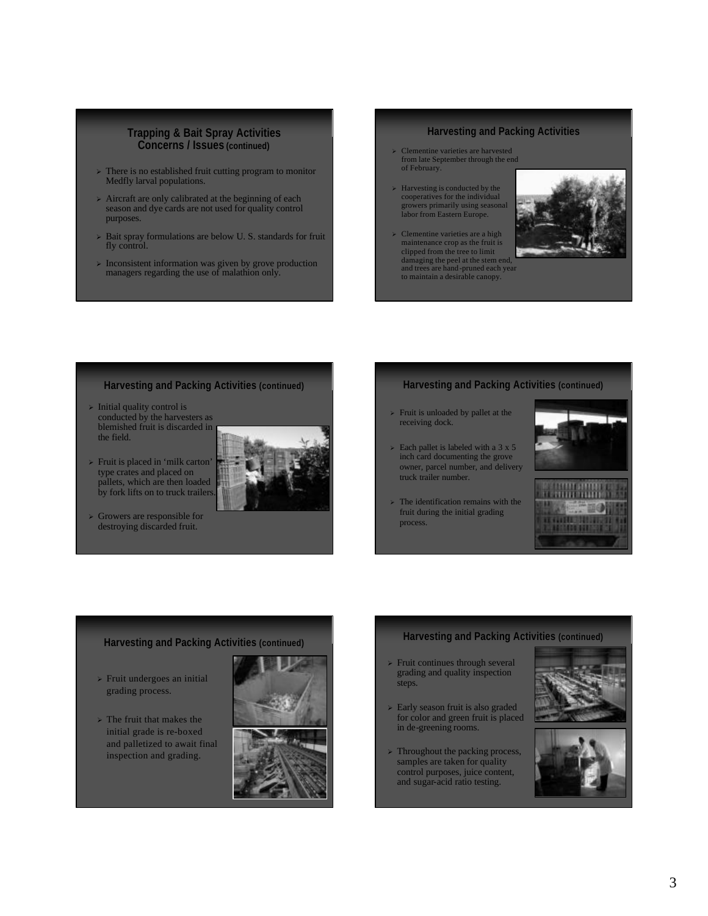## Trapping & Bait Spray Activities Concerns / Issues (continued)

- There is no established fruit cutting program to monitor Medfly larval populations.
- Aircraft are only calibrated at the beginning of each season and dye cards are not used for quality control purposes.
- Bait spray formulations are below U. S. standards for fruit fly control.
- Inconsistent information was given by grove production managers regarding the use of malathion only.

## Harvesting and Packing Activities

- Clementine varieties are harvested from late September through the end of February.
- Harvesting is conducted by the cooperatives for the individual growers primarily using seasonal labor from Eastern Europe.
- Clementine varieties are a high maintenance crop as the fruit is clipped from the tree to limit damaging the peel at the stem end, and trees are hand-pruned each year to maintain a desirable canopy.

## Harvesting and Packing Activities (continued)

- Initial quality control is conducted by the harvesters as blemished fruit is discarded in the field.
- Fruit is placed in 'milk carton' type crates and placed on pallets, which are then loaded by fork lifts on to truck trailers.
- Growers are responsible for destroying discarded fruit.

## Harvesting and Packing Activities (continued)

- Fruit is unloaded by pallet at the receiving dock.
- Each pallet is labeled with a 3 x 5 inch card documenting the grove owner, parcel number, and delivery truck trailer number.
- The identification remains with the fruit during the initial grading process.

## Harvesting and Packing Activities (continued)

- Fruit undergoes an initial grading process.
- The fruit that makes the initial grade is re-boxed and palletized to await final inspection and grading.

## Harvesting and Packing Activities (continued)

- Fruit continues through several grading and quality inspection steps.
- Early season fruit is also graded for color and green fruit is placed in de-greening rooms.
- Throughout the packing process, samples are taken for quality control purposes, juice content, and sugar-acid ratio testing.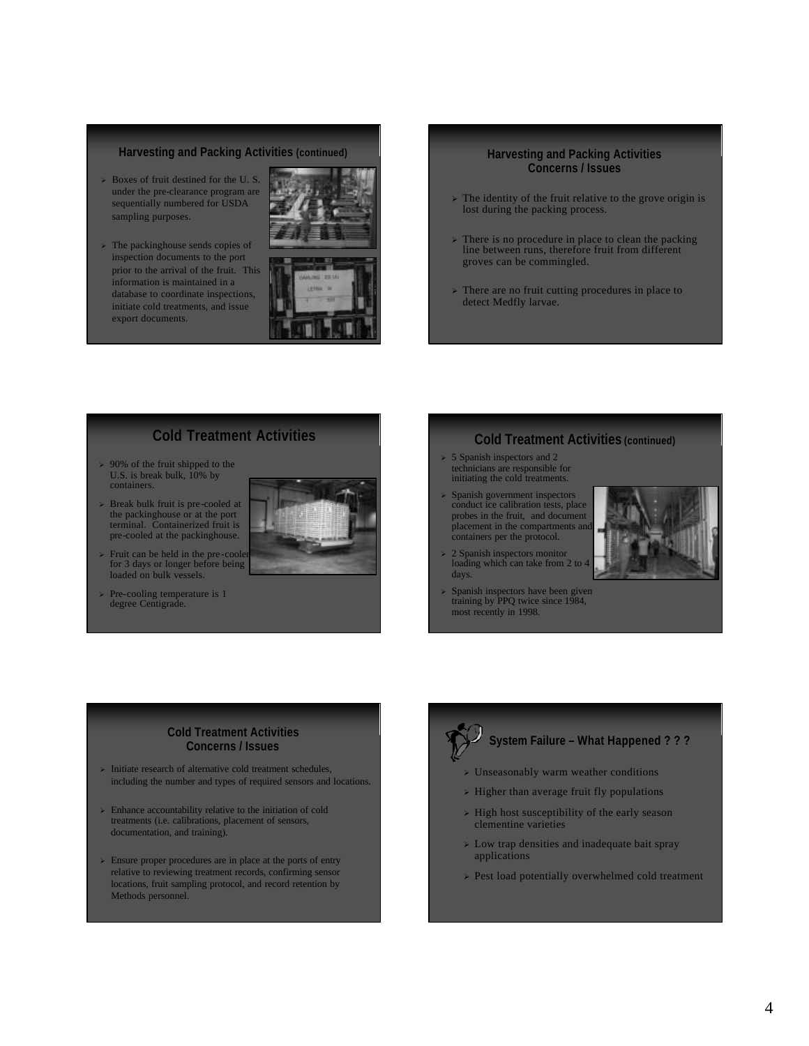## Harvesting and Packing Activities (continued)

- Boxes of fruit destined for the U. S. under the pre-clearance program are sequentially numbered for USDA sampling purposes.
- The packinghouse sends copies of inspection documents to the port prior to the arrival of the fruit. This information is maintained in a database to coordinate inspections, initiate cold treatments, and issue export documents.

## Harvesting and Packing Activities Concerns / Issues

- The identity of the fruit relative to the grove origin is lost during the packing process.
- There is no procedure in place to clean the packing line between runs, therefore fruit from different groves can be commingled.
- There are no fruit cutting procedures in place to detect Medfly larvae.

## Cold Treatment Activities

- 90% of the fruit shipped to the U.S. is break bulk, 10% by containers.
- Break bulk fruit is pre-cooled at the packinghouse or at the port terminal. Containerized fruit is pre-cooled at the packinghouse.
- Fruit can be held in the pre-cooler for 3 days or longer before being loaded on bulk vessels.
- Pre-cooling temperature is 1 degree Centigrade.

## Cold Treatment Activities (continued)

- 5 Spanish inspectors and 2 technicians are responsible for initiating the cold treatments.
- Spanish government inspectors conduct ice calibration tests, place probes in the fruit, and document placement in the compartments and containers per the protocol.
- 2 Spanish inspectors monitor loading which can take from 2 to 4 days.
- Spanish inspectors have been given training by PPQ twice since 1984, most recently in 1998.

## Cold Treatment Activities Concerns / Issues

- Initiate research of alternative cold treatment schedules, including the number and types of required sensors and locations.
- Enhance accountability relative to the initiation of cold treatments (i.e. calibrations, placement of sensors, documentation, and training).
- Ensure proper procedures are in place at the ports of entry relative to reviewing treatment records, confirming sensor locations, fruit sampling protocol, and record retention by Methods personnel.

## System Failure – What Happened ? ? ?

- Unseasonably warm weather conditions
- Higher than average fruit fly populations
- High host susceptibility of the early season clementine varieties
- Low trap densities and inadequate bait spray applications
- Pest load potentially overwhelmed cold treatment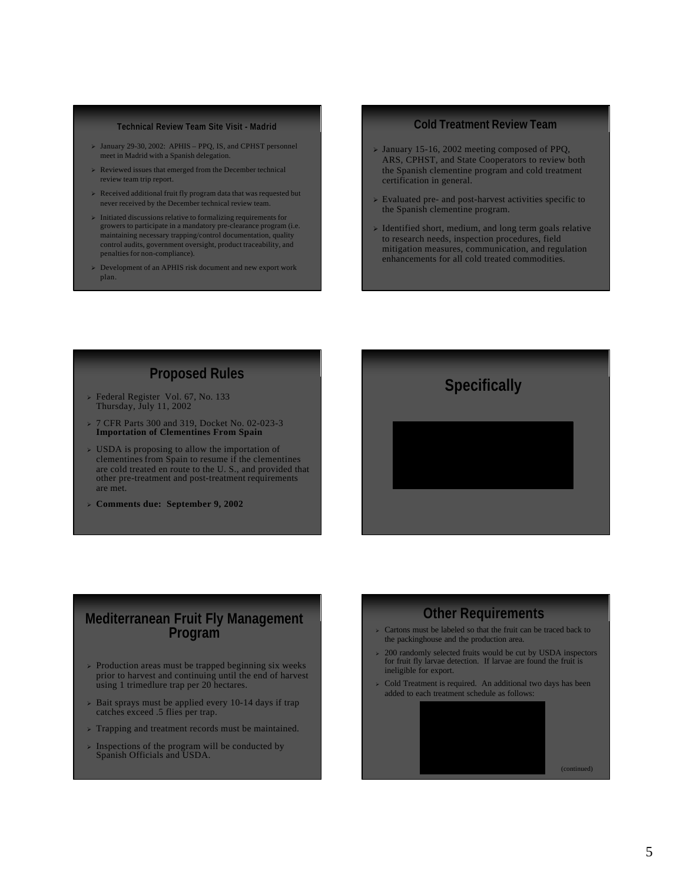## Technical Review Team Site Visit - Madrid

- January 29-30, 2002: APHIS – PPQ, IS, and CPHST personnel meet in Madrid with a Spanish delegation.
- Reviewed issues that emerged from the December technical review team trip report.
- Received additional fruit fly program data that was requested but never received by the December technical review team.
- Initiated discussions relative to formalizing requirements for growers to participate in a mandatory pre-clearance program (i.e. maintaining necessary trapping/control documentation, quality control audits, government oversight, product traceability, and penalties for non-compliance).
- Development of an APHIS risk document and new export work plan.

## Cold Treatment Review Team

- January 15-16, 2002 meeting composed of PPQ, ARS, CPHST, and State Cooperators to review both the Spanish clementine program and cold treatment certification in general.
- Evaluated pre- and post-harvest activities specific to the Spanish clementine program.
- Identified short, medium, and long term goals relative to research needs, inspection procedures, field mitigation measures, communication, and regulation enhancements for all cold treated commodities.

## Proposed Rules

- Federal Register Vol. 67, No. 133 Thursday, July 11, 2002
- 7 CFR Parts 300 and 319, Docket No. 02-023-3 **Importation of Clementines From Spain**
- USDA is proposing to allow the importation of clementines from Spain to resume if the clementines are cold treated en route to the U. S., and provided that other pre-treatment and post-treatment requirements are met.
- **Comments due: September 9, 2002**

## Specifically

## Mediterranean Fruit Fly Management Program

- Production areas must be trapped beginning six weeks prior to harvest and continuing until the end of harvest using 1 trimedlure trap per 20 hectares.
- Bait sprays must be applied every 10-14 days if trap catches exceed .5 flies per trap.
- Trapping and treatment records must be maintained.
- Inspections of the program will be conducted by Spanish Officials and USDA.

## Other Requirements

- Cartons must be labeled so that the fruit can be traced back to the packinghouse and the production area.
- 200 randomly selected fruits would be cut by USDA inspectors for fruit fly larvae detection. If larvae are found the fruit is ineligible for export.
- Cold Treatment is required. An additional two days has been added to each treatment schedule as follows:

(continued)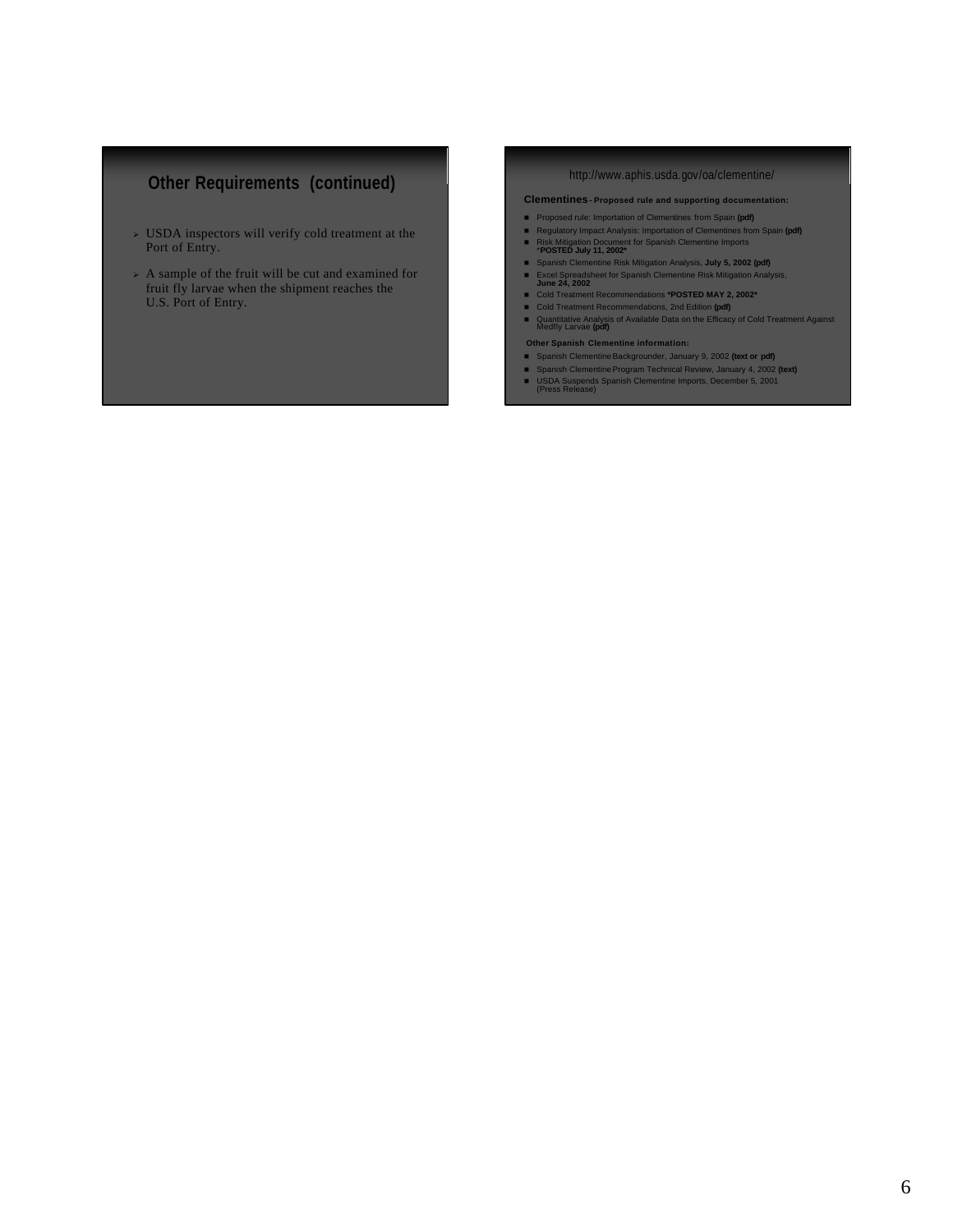## Other Requirements (continued)

- USDA inspectors will verify cold treatment at the Port of Entry.
- A sample of the fruit will be cut and examined for fruit fly larvae when the shipment reaches the U.S. Port of Entry.

http://www.aphis.usda.gov/oa/clementine/

**Clementines - Proposed rule and supporting documentation:**

- Proposed rule: Importation of Clementines from Spain **(pdf)**
- Regulatory Impact Analysis: Importation of Clementines from Spain **(pdf)**
- Risk Mitigation Document for Spanish Clementine Imports **\*POSTED July 11, 2002\***
- Spanish Clementine Risk Mitigation Analysis, **July 5, 2002 (pdf)**
- Excel Spreadsheet for Spanish Clementine Risk Mitigation Analysis, **June 24, 2002**
- Cold Treatment Recommendations **\*POSTED MAY 2, 2002\***
- Cold Treatment Recommendations, 2nd Edition **(pdf)**
- Quantitative Analysis of Available Data on the Efficacy of Cold Treatment Against Medfly Larvae **(pdf)**

**Other Spanish Clementine information:**

- Spanish Clementine Backgrounder, January 9, 2002 **(text or pdf)**
- Spanish Clementine Program Technical Review, January 4, 2002 **(text)**
- USDA Suspends Spanish Clementine Imports, December 5, 2001 (Press Release)